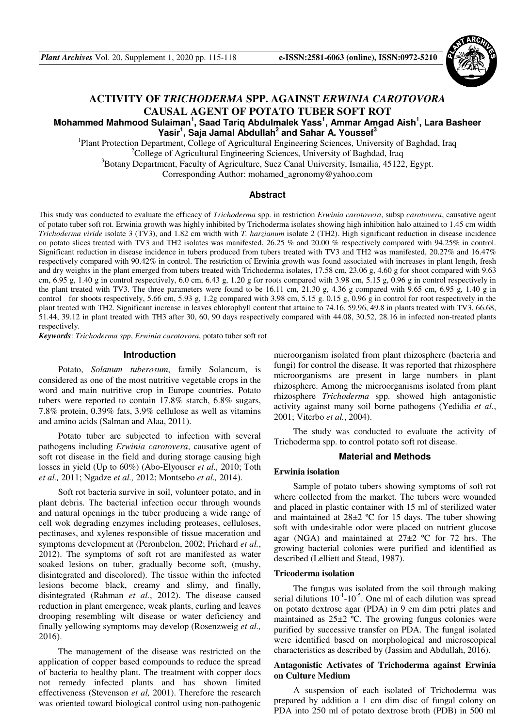# ACTIVITY OF *TRICHODERMA* SPP. AGAINST *ERWINIA CAROTOVORA* CAUSAL AGENT OF POTATO TUBER SOFT ROT

**Mohammed Mahmood Sulaiman[1], Saad Tariq Abdulmalek Yass[1], Ammar Amgad Aish[1], Lara Basheer Yasir[1], Saja Jamal Abdullah[2] and Sahar A. Youssef[3]**

[1]Plant Protection Department, College of Agricultural Engineering Sciences, University of Baghdad, Iraq
[2]College of Agricultural Engineering Sciences, University of Baghdad, Iraq
[3]Botany Department, Faculty of Agriculture, Suez Canal University, Ismailia, 45122, Egypt.
Corresponding Author: mohamed_agronomy@yahoo.com

## Abstract

This study was conducted to evaluate the efficacy of *Trichoderma* spp. in restriction *Erwinia carotovera*, subsp *carotovera*, causative agent of potato tuber soft rot. Erwinia growth was highly inhibited by Trichoderma isolates showing high inhibition halo attained to 1.45 cm width *Trichoderma viride* isolate 3 (TV3), and 1.82 cm width with *T. harzianum* isolate 2 (TH2). High significant reduction in disease incidence on potato slices treated with TV3 and TH2 isolates was manifested, 26.25 % and 20.00 % respectively compared with 94.25% in control. Significant reduction in disease incidence in tubers produced from tubers treated with TV3 and TH2 was manifested, 20.27% and 16.47% respectively compared with 90.42% in control. The restriction of Erwinia growth was found associated with increases in plant length, fresh and dry weights in the plant emerged from tubers treated with Trichoderma isolates, 17.58 cm, 23.06 g, 4.60 g for shoot compared with 9.63 cm, 6.95 g, 1.40 g in control respectively, 6.0 cm, 6.43 g, 1.20 g for roots compared with 3.98 cm, 5.15 g, 0.96 g in control respectively in the plant treated with TV3. The three parameters were found to be 16.11 cm, 21.30 g, 4.36 g compared with 9.65 cm, 6.95 g, 1.40 g in control for shoots respectively, 5.66 cm, 5.93 g, 1.2g compared with 3.98 cm, 5.15 g. 0.15 g, 0.96 g in control for root respectively in the plant treated with TH2. Significant increase in leaves chlorophyll content that attaine to 74.16, 59.96, 49.8 in plants treated with TV3, 66.68, 51.44, 39.12 in plant treated with TH3 after 30, 60, 90 days respectively compared with 44.08, 30.52, 28.16 in infected non-treated plants respectively.

***Keywords***: *Trichoderma spp*, *Erwinia carotovora*, potato tuber soft rot

## Introduction

Potato, *Solanum tuberosum*, family Solancum, is considered as one of the most nutritive vegetable crops in the word and main nutritive crop in Europe countries. Potato tubers were reported to contain 17.8% starch, 6.8% sugars, 7.8% protein, 0.39% fats, 3.9% cellulose as well as vitamins and amino acids (Salman and Alaa, 2011).

Potato tuber are subjected to infection with several pathogens including *Erwinia carotovera*, causative agent of soft rot disease in the field and during storage causing high losses in yield (Up to 60%) (Abo-Elyouser *et al.,* 2010; Toth *et al.,* 2011; Ngadze *et al.,* 2012; Montsebo *et al.,* 2014).

Soft rot bacteria survive in soil, volunteer potato, and in plant debris. The bacterial infection occur through wounds and natural openings in the tuber producing a wide range of cell wok degrading enzymes including proteases, celluloses, pectinases, and xylenes responsible of tissue maceration and symptoms development at (Peronbelon, 2002; Prichard *et al.*, 2012). The symptoms of soft rot are manifested as water soaked lesions on tuber, gradually become soft, (mushy, disintegrated and discolored). The tissue within the infected lesions become black, creamy and slimy, and finally, disintegrated (Rahman *et al.*, 2012). The disease caused reduction in plant emergence, weak plants, curling and leaves drooping resembling wilt disease or water deficiency and finally yellowing symptoms may develop (Rosenzweig *et al.,* 2016).

The management of the disease was restricted on the application of copper based compounds to reduce the spread of bacteria to healthy plant. The treatment with copper docs not remedy infected plants and has shown limited effectiveness (Stevenson *et al,* 2001). Therefore the research was oriented toward biological control using non-pathogenic microorganism isolated from plant rhizosphere (bacteria and fungi) for control the disease. It was reported that rhizosphere microorganisms are present in large numbers in plant rhizosphere. Among the microorganisms isolated from plant rhizosphere *Trichoderma* spp. showed high antagonistic activity against many soil borne pathogens (Yedidia *et al.*, 2001; Viterbo *et al.*, 2004).

The study was conducted to evaluate the activity of Trichoderma spp. to control potato soft rot disease.

## Material and Methods

### Erwinia isolation

Sample of potato tubers showing symptoms of soft rot where collected from the market. The tubers were wounded and placed in plastic container with 15 ml of sterilized water and maintained at 28±2 ºC for 15 days. The tuber showing soft with undesirable odor were placed on nutrient glucose agar (NGA) and maintained at 27±2 ºC for 72 hrs. The growing bacterial colonies were purified and identified as described (Lelliett and Stead, 1987).

### Tricoderma isolation

The fungus was isolated from the soil through making serial dilutions $10^{-1}$-$10^{-5}$. One ml of each dilution was spread on potato dextrose agar (PDA) in 9 cm dim petri plates and maintained as 25±2 ºC. The growing fungus colonies were purified by successive transfer on PDA. The fungal isolated were identified based on morphological and microscopical characteristics as described by (Jassim and Abdullah, 2016).

### Antagonistic Activates of Trichoderma against Erwinia on Culture Medium

A suspension of each isolated of Trichoderma was prepared by addition a 1 cm dim disc of fungal colony on PDA into 250 ml of potato dextrose broth (PDB) in 500 ml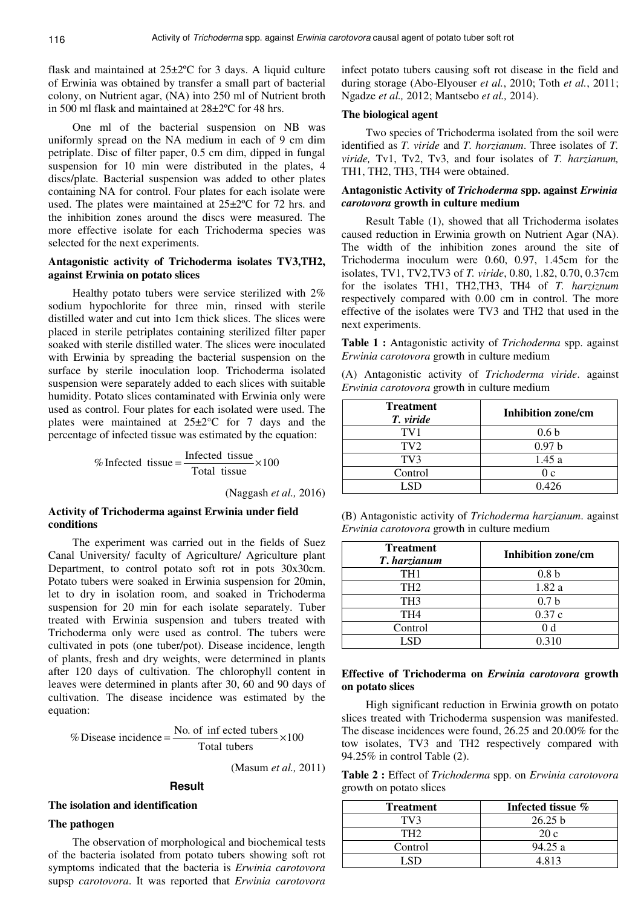flask and maintained at 25±2ºC for 3 days. A liquid culture of Erwinia was obtained by transfer a small part of bacterial colony, on Nutrient agar, (NA) into 250 ml of Nutrient broth in 500 ml flask and maintained at 28±2ºC for 48 hrs.

One ml of the bacterial suspension on NB was uniformly spread on the NA medium in each of 9 cm dim petriplate. Disc of filter paper, 0.5 cm dim, dipped in fungal suspension for 10 min were distributed in the plates, 4 discs/plate. Bacterial suspension was added to other plates containing NA for control. Four plates for each isolate were used. The plates were maintained at 25±2ºC for 72 hrs. and the inhibition zones around the discs were measured. The more effective isolate for each Trichoderma species was selected for the next experiments.

**Antagonistic activity of Trichoderma isolates TV3,TH2, against Erwinia on potato slices**

Healthy potato tubers were service sterilized with 2% sodium hypochlorite for three min, rinsed with sterile distilled water and cut into 1cm thick slices. The slices were placed in sterile petriplates containing sterilized filter paper soaked with sterile distilled water. The slices were inoculated with Erwinia by spreading the bacterial suspension on the surface by sterile inoculation loop. Trichoderma isolated suspension were separately added to each slices with suitable humidity. Potato slices contaminated with Erwinia only were used as control. Four plates for each isolated were used. The plates were maintained at 25±2°C for 7 days and the percentage of infected tissue was estimated by the equation:

$$\%\,\text{Infected tissue} = \frac{\text{Infected tissue}}{\text{Total tissue}} \times 100$$

(Naggash *et al.,* 2016)

**Activity of Trichoderma against Erwinia under field conditions**

The experiment was carried out in the fields of Suez Canal University/ faculty of Agriculture/ Agriculture plant Department, to control potato soft rot in pots 30x30cm. Potato tubers were soaked in Erwinia suspension for 20min, let to dry in isolation room, and soaked in Trichoderma suspension for 20 min for each isolate separately. Tuber treated with Erwinia suspension and tubers treated with Trichoderma only were used as control. The tubers were cultivated in pots (one tuber/pot). Disease incidence, length of plants, fresh and dry weights, were determined in plants after 120 days of cultivation. The chlorophyll content in leaves were determined in plants after 30, 60 and 90 days of cultivation. The disease incidence was estimated by the equation:

$$\%\,\text{Disease incidence} = \frac{\text{No. of inf ected tubers}}{\text{Total tubers}} \times 100$$

(Masum *et al.,* 2011)

## Result

**The isolation and identification**

**The pathogen**

The observation of morphological and biochemical tests of the bacteria isolated from potato tubers showing soft rot symptoms indicated that the bacteria is *Erwinia carotovora* supsp *carotovora*. It was reported that *Erwinia carotovora* infect potato tubers causing soft rot disease in the field and during storage (Abo-Elyouser *et al.*, 2010; Toth *et al.*, 2011; Ngadze *et al.,* 2012; Mantsebo *et al.,* 2014).

**The biological agent**

Two species of Trichoderma isolated from the soil were identified as *T. viride* and *T. horzianum*. Three isolates of *T. viride,* Tv1, Tv2, Tv3, and four isolates of *T. harzianum,* TH1, TH2, TH3, TH4 were obtained.

**Antagonistic Activity of *Trichoderma* spp. against *Erwinia carotovora* growth in culture medium**

Result Table (1), showed that all Trichoderma isolates caused reduction in Erwinia growth on Nutrient Agar (NA). The width of the inhibition zones around the site of Trichoderma inoculum were 0.60, 0.97, 1.45cm for the isolates, TV1, TV2,TV3 of *T. viride*, 0.80, 1.82, 0.70, 0.37cm for the isolates TH1, TH2,TH3, TH4 of *T. harziznum* respectively compared with 0.00 cm in control. The more effective of the isolates were TV3 and TH2 that used in the next experiments.

**Table 1 :** Antagonistic activity of *Trichoderma* spp. against *Erwinia carotovora* growth in culture medium

(A) Antagonistic activity of *Trichoderma viride*. against *Erwinia carotovora* growth in culture medium

| Treatment *T. viride* | Inhibition zone/cm |
|---|---|
| TV1 | 0.6 b |
| TV2 | 0.97 b |
| TV3 | 1.45 a |
| Control | 0 c |
| LSD | 0.426 |

(B) Antagonistic activity of *Trichoderma harzianum*. against *Erwinia carotovora* growth in culture medium

| Treatment *T. harzianum* | Inhibition zone/cm |
|---|---|
| TH1 | 0.8 b |
| TH2 | 1.82 a |
| TH3 | 0.7 b |
| TH4 | 0.37 c |
| Control | 0 d |
| LSD | 0.310 |

**Effective of Trichoderma on *Erwinia carotovora* growth on potato slices**

High significant reduction in Erwinia growth on potato slices treated with Trichoderma suspension was manifested. The disease incidences were found, 26.25 and 20.00% for the tow isolates, TV3 and TH2 respectively compared with 94.25% in control Table (2).

**Table 2 :** Effect of *Trichoderma* spp. on *Erwinia carotovora* growth on potato slices

| Treatment | Infected tissue % |
|---|---|
| TV3 | 26.25 b |
| TH2 | 20 c |
| Control | 94.25 a |
| LSD | 4.813 |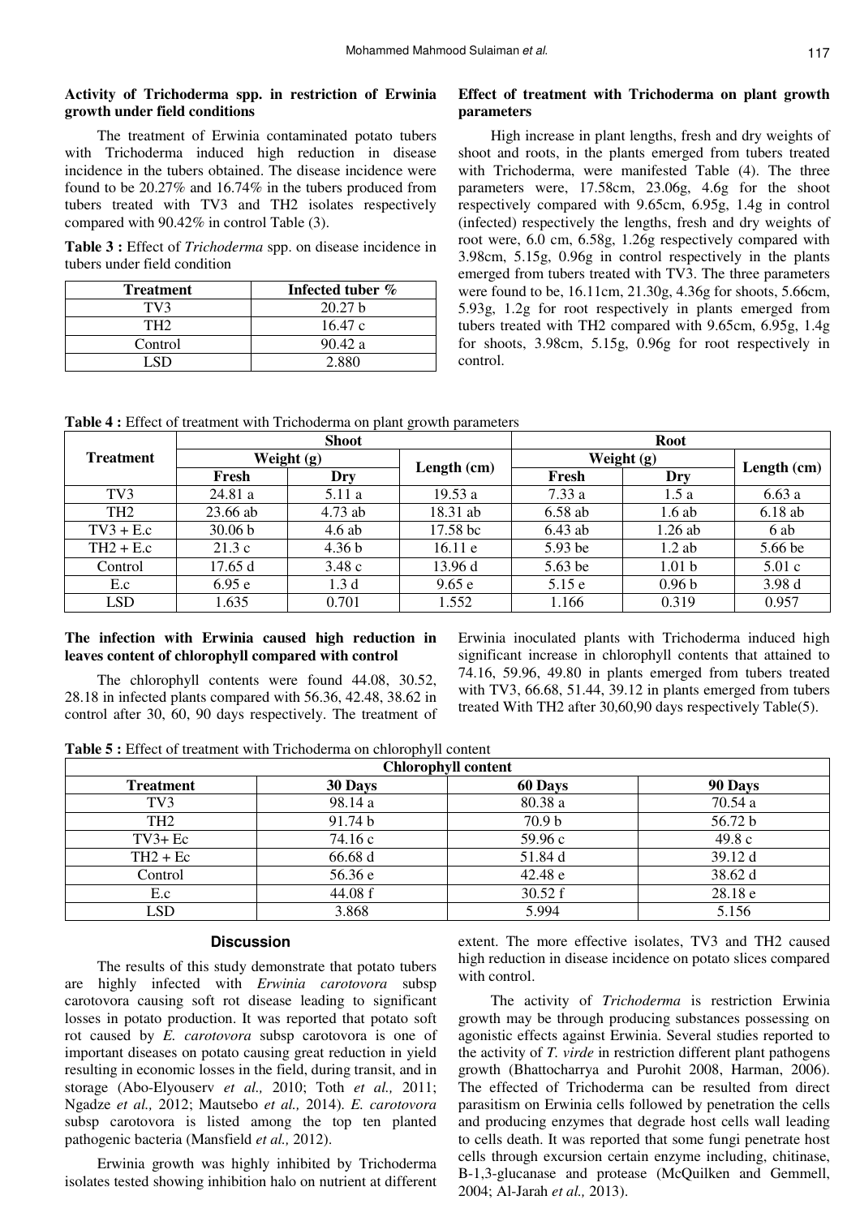### Activity of Trichoderma spp. in restriction of Erwinia growth under field conditions

The treatment of Erwinia contaminated potato tubers with Trichoderma induced high reduction in disease incidence in the tubers obtained. The disease incidence were found to be 20.27% and 16.74% in the tubers produced from tubers treated with TV3 and TH2 isolates respectively compared with 90.42% in control Table (3).

**Table 3 :** Effect of *Trichoderma* spp. on disease incidence in tubers under field condition

| Treatment | Infected tuber % |
|---|---|
| TV3 | 20.27 b |
| TH2 | 16.47 c |
| Control | 90.42 a |
| LSD | 2.880 |

### Effect of treatment with Trichoderma on plant growth parameters

High increase in plant lengths, fresh and dry weights of shoot and roots, in the plants emerged from tubers treated with Trichoderma, were manifested Table (4). The three parameters were, 17.58cm, 23.06g, 4.6g for the shoot respectively compared with 9.65cm, 6.95g, 1.4g in control (infected) respectively the lengths, fresh and dry weights of root were, 6.0 cm, 6.58g, 1.26g respectively compared with 3.98cm, 5.15g, 0.96g in control respectively in the plants emerged from tubers treated with TV3. The three parameters were found to be, 16.11cm, 21.30g, 4.36g for shoots, 5.66cm, 5.93g, 1.2g for root respectively in plants emerged from tubers treated with TH2 compared with 9.65cm, 6.95g, 1.4g for shoots, 3.98cm, 5.15g, 0.96g for root respectively in control.

**Table 4 :** Effect of treatment with Trichoderma on plant growth parameters

| Treatment | Shoot | | | Root | | |
|---|---|---|---|---|---|---|
| | Weight (g) | | Length (cm) | Weight (g) | | Length (cm) |
| | Fresh | Dry | | Fresh | Dry | |
| TV3 | 24.81 a | 5.11 a | 19.53 a | 7.33 a | 1.5 a | 6.63 a |
| TH2 | 23.66 ab | 4.73 ab | 18.31 ab | 6.58 ab | 1.6 ab | 6.18 ab |
| TV3 + E.c | 30.06 b | 4.6 ab | 17.58 bc | 6.43 ab | 1.26 ab | 6 ab |
| TH2 + E.c | 21.3 c | 4.36 b | 16.11 e | 5.93 be | 1.2 ab | 5.66 be |
| Control | 17.65 d | 3.48 c | 13.96 d | 5.63 be | 1.01 b | 5.01 c |
| E.c | 6.95 e | 1.3 d | 9.65 e | 5.15 e | 0.96 b | 3.98 d |
| LSD | 1.635 | 0.701 | 1.552 | 1.166 | 0.319 | 0.957 |

### The infection with Erwinia caused high reduction in leaves content of chlorophyll compared with control

The chlorophyll contents were found 44.08, 30.52, 28.18 in infected plants compared with 56.36, 42.48, 38.62 in control after 30, 60, 90 days respectively. The treatment of Erwinia inoculated plants with Trichoderma induced high significant increase in chlorophyll contents that attained to 74.16, 59.96, 49.80 in plants emerged from tubers treated with TV3, 66.68, 51.44, 39.12 in plants emerged from tubers treated With TH2 after 30,60,90 days respectively Table(5).

**Table 5 :** Effect of treatment with Trichoderma on chlorophyll content

| Chlorophyll content | | | |
|---|---|---|---|
| Treatment | 30 Days | 60 Days | 90 Days |
| TV3 | 98.14 a | 80.38 a | 70.54 a |
| TH2 | 91.74 b | 70.9 b | 56.72 b |
| TV3+ Ec | 74.16 c | 59.96 c | 49.8 c |
| TH2 + Ec | 66.68 d | 51.84 d | 39.12 d |
| Control | 56.36 e | 42.48 e | 38.62 d |
| E.c | 44.08 f | 30.52 f | 28.18 e |
| LSD | 3.868 | 5.994 | 5.156 |

## Discussion

The results of this study demonstrate that potato tubers are highly infected with *Erwinia carotovora* subsp carotovora causing soft rot disease leading to significant losses in potato production. It was reported that potato soft rot caused by *E. carotovora* subsp carotovora is one of important diseases on potato causing great reduction in yield resulting in economic losses in the field, during transit, and in storage (Abo-Elyouserv *et al.,* 2010; Toth *et al.,* 2011; Ngadze *et al.,* 2012; Mautsebo *et al.,* 2014). *E. carotovora* subsp carotovora is listed among the top ten planted pathogenic bacteria (Mansfield *et al.,* 2012).

Erwinia growth was highly inhibited by Trichoderma isolates tested showing inhibition halo on nutrient at different extent. The more effective isolates, TV3 and TH2 caused high reduction in disease incidence on potato slices compared with control.

The activity of *Trichoderma* is restriction Erwinia growth may be through producing substances possessing on agonistic effects against Erwinia. Several studies reported to the activity of *T. virde* in restriction different plant pathogens growth (Bhattocharrya and Purohit 2008, Harman, 2006). The effected of Trichoderma can be resulted from direct parasitism on Erwinia cells followed by penetration the cells and producing enzymes that degrade host cells wall leading to cells death. It was reported that some fungi penetrate host cells through excursion certain enzyme including, chitinase, B-1,3-glucanase and protease (McQuilken and Gemmell, 2004; Al-Jarah *et al.,* 2013).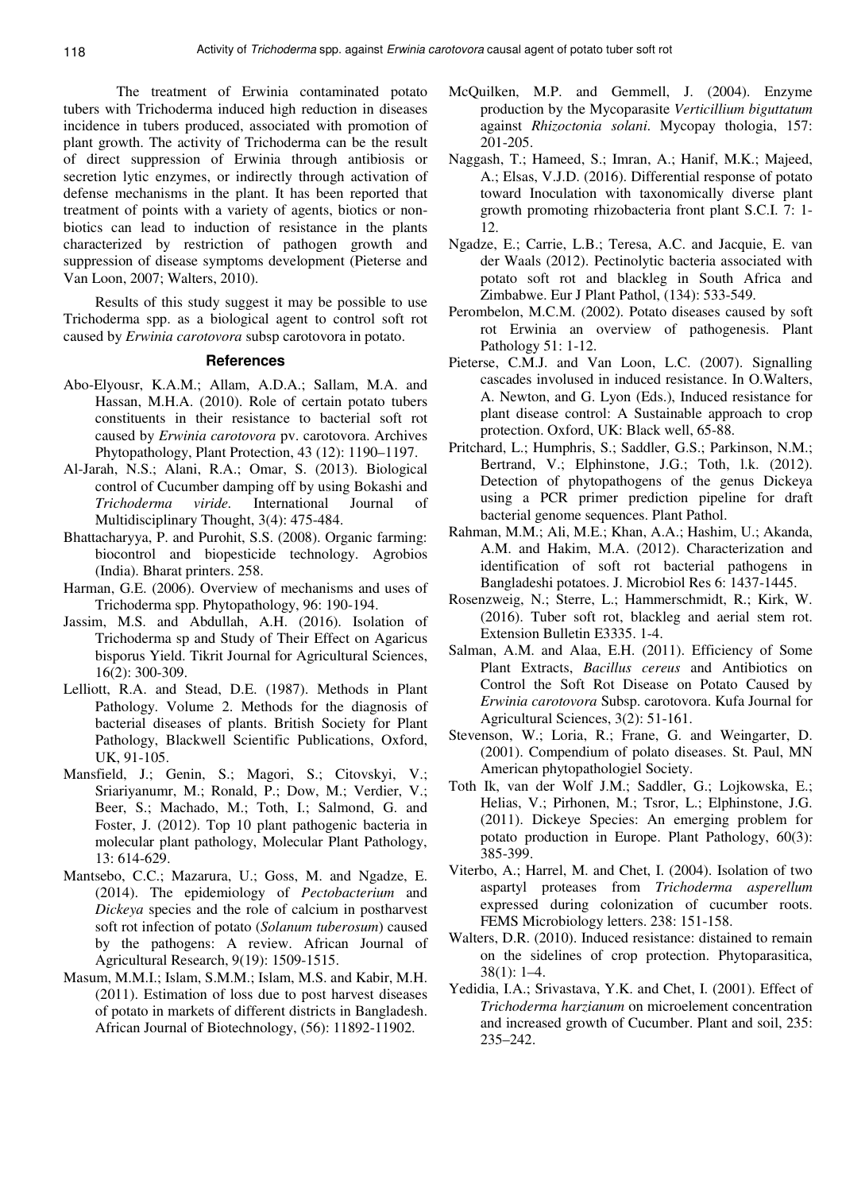The treatment of Erwinia contaminated potato tubers with Trichoderma induced high reduction in diseases incidence in tubers produced, associated with promotion of plant growth. The activity of Trichoderma can be the result of direct suppression of Erwinia through antibiosis or secretion lytic enzymes, or indirectly through activation of defense mechanisms in the plant. It has been reported that treatment of points with a variety of agents, biotics or non-biotics can lead to induction of resistance in the plants characterized by restriction of pathogen growth and suppression of disease symptoms development (Pieterse and Van Loon, 2007; Walters, 2010).

Results of this study suggest it may be possible to use Trichoderma spp. as a biological agent to control soft rot caused by *Erwinia carotovora* subsp carotovora in potato.

## References

Abo-Elyousr, K.A.M.; Allam, A.D.A.; Sallam, M.A. and Hassan, M.H.A. (2010). Role of certain potato tubers constituents in their resistance to bacterial soft rot caused by *Erwinia carotovora* pv. carotovora. Archives Phytopathology, Plant Protection, 43 (12): 1190–1197.

Al-Jarah, N.S.; Alani, R.A.; Omar, S. (2013). Biological control of Cucumber damping off by using Bokashi and *Trichoderma viride*. International Journal of Multidisciplinary Thought, 3(4): 475-484.

Bhattacharyya, P. and Purohit, S.S. (2008). Organic farming: biocontrol and biopesticide technology. Agrobios (India). Bharat printers. 258.

Harman, G.E. (2006). Overview of mechanisms and uses of Trichoderma spp. Phytopathology, 96: 190-194.

Jassim, M.S. and Abdullah, A.H. (2016). Isolation of Trichoderma sp and Study of Their Effect on Agaricus bisporus Yield. Tikrit Journal for Agricultural Sciences, 16(2): 300-309.

Lelliott, R.A. and Stead, D.E. (1987). Methods in Plant Pathology. Volume 2. Methods for the diagnosis of bacterial diseases of plants. British Society for Plant Pathology, Blackwell Scientific Publications, Oxford, UK, 91-105.

Mansfield, J.; Genin, S.; Magori, S.; Citovskyi, V.; Sriariyanumr, M.; Ronald, P.; Dow, M.; Verdier, V.; Beer, S.; Machado, M.; Toth, I.; Salmond, G. and Foster, J. (2012). Top 10 plant pathogenic bacteria in molecular plant pathology, Molecular Plant Pathology, 13: 614-629.

Mantsebo, C.C.; Mazarura, U.; Goss, M. and Ngadze, E. (2014). The epidemiology of *Pectobacterium* and *Dickeya* species and the role of calcium in postharvest soft rot infection of potato (*Solanum tuberosum*) caused by the pathogens: A review. African Journal of Agricultural Research, 9(19): 1509-1515.

Masum, M.M.I.; Islam, S.M.M.; Islam, M.S. and Kabir, M.H. (2011). Estimation of loss due to post harvest diseases of potato in markets of different districts in Bangladesh. African Journal of Biotechnology, (56): 11892-11902.

McQuilken, M.P. and Gemmell, J. (2004). Enzyme production by the Mycoparasite *Verticillium biguttatum* against *Rhizoctonia solani*. Mycopay thologia, 157: 201-205.

Naggash, T.; Hameed, S.; Imran, A.; Hanif, M.K.; Majeed, A.; Elsas, V.J.D. (2016). Differential response of potato toward Inoculation with taxonomically diverse plant growth promoting rhizobacteria front plant S.C.I. 7: 1-12.

Ngadze, E.; Carrie, L.B.; Teresa, A.C. and Jacquie, E. van der Waals (2012). Pectinolytic bacteria associated with potato soft rot and blackleg in South Africa and Zimbabwe. Eur J Plant Pathol, (134): 533-549.

Perombelon, M.C.M. (2002). Potato diseases caused by soft rot Erwinia an overview of pathogenesis. Plant Pathology 51: 1-12.

Pieterse, C.M.J. and Van Loon, L.C. (2007). Signalling cascades involused in induced resistance. In O.Walters, A. Newton, and G. Lyon (Eds.), Induced resistance for plant disease control: A Sustainable approach to crop protection. Oxford, UK: Black well, 65-88.

Pritchard, L.; Humphris, S.; Saddler, G.S.; Parkinson, N.M.; Bertrand, V.; Elphinstone, J.G.; Toth, l.k. (2012). Detection of phytopathogens of the genus Dickeya using a PCR primer prediction pipeline for draft bacterial genome sequences. Plant Pathol.

Rahman, M.M.; Ali, M.E.; Khan, A.A.; Hashim, U.; Akanda, A.M. and Hakim, M.A. (2012). Characterization and identification of soft rot bacterial pathogens in Bangladeshi potatoes. J. Microbiol Res 6: 1437-1445.

Rosenzweig, N.; Sterre, L.; Hammerschmidt, R.; Kirk, W. (2016). Tuber soft rot, blackleg and aerial stem rot. Extension Bulletin E3335. 1-4.

Salman, A.M. and Alaa, E.H. (2011). Efficiency of Some Plant Extracts, *Bacillus cereus* and Antibiotics on Control the Soft Rot Disease on Potato Caused by *Erwinia carotovora* Subsp. carotovora. Kufa Journal for Agricultural Sciences, 3(2): 51-161.

Stevenson, W.; Loria, R.; Frane, G. and Weingarter, D. (2001). Compendium of polato diseases. St. Paul, MN American phytopathologiel Society.

Toth Ik, van der Wolf J.M.; Saddler, G.; Lojkowska, E.; Helias, V.; Pirhonen, M.; Tsror, L.; Elphinstone, J.G. (2011). Dickeye Species: An emerging problem for potato production in Europe. Plant Pathology, 60(3): 385-399.

Viterbo, A.; Harrel, M. and Chet, I. (2004). Isolation of two aspartyl proteases from *Trichoderma asperellum* expressed during colonization of cucumber roots. FEMS Microbiology letters. 238: 151-158.

Walters, D.R. (2010). Induced resistance: distained to remain on the sidelines of crop protection. Phytoparasitica, 38(1): 1–4.

Yedidia, I.A.; Srivastava, Y.K. and Chet, I. (2001). Effect of *Trichoderma harzianum* on microelement concentration and increased growth of Cucumber. Plant and soil, 235: 235–242.